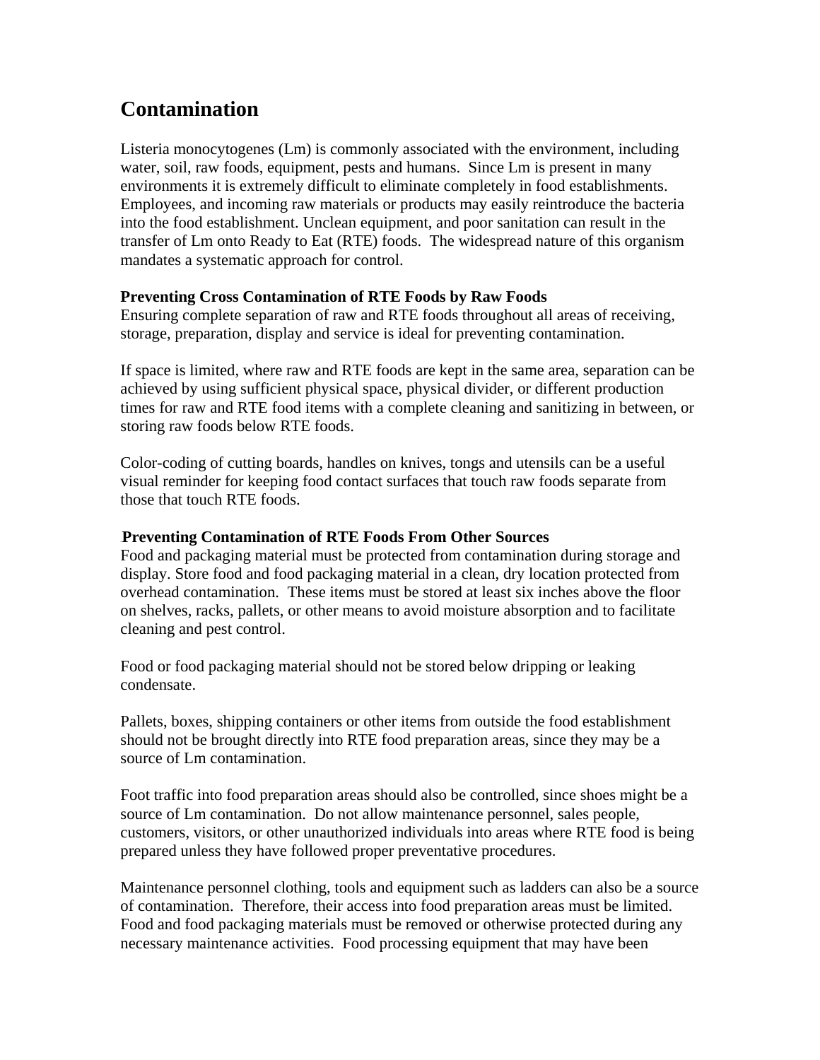# Contamination

Listeria monocytogenes (Lm) is commonly associated with the environment, including water, soil, raw foods, equipment, pests and humans. Since Lm is present in many environments it is extremely difficult to eliminate completely in food establishments. Employees, and incoming raw materials or products may easily reintroduce the bacteria into the food establishment. Unclean equipment, and poor sanitation can result in the transfer of Lm onto Ready to Eat (RTE) foods. The widespread nature of this organism mandates a systematic approach for control.

**Preventing Cross Contamination of RTE Foods by Raw Foods**

Ensuring complete separation of raw and RTE foods throughout all areas of receiving, storage, preparation, display and service is ideal for preventing contamination.

If space is limited, where raw and RTE foods are kept in the same area, separation can be achieved by using sufficient physical space, physical divider, or different production times for raw and RTE food items with a complete cleaning and sanitizing in between, or storing raw foods below RTE foods.

Color-coding of cutting boards, handles on knives, tongs and utensils can be a useful visual reminder for keeping food contact surfaces that touch raw foods separate from those that touch RTE foods.

**Preventing Contamination of RTE Foods From Other Sources**

Food and packaging material must be protected from contamination during storage and display. Store food and food packaging material in a clean, dry location protected from overhead contamination. These items must be stored at least six inches above the floor on shelves, racks, pallets, or other means to avoid moisture absorption and to facilitate cleaning and pest control.

Food or food packaging material should not be stored below dripping or leaking condensate.

Pallets, boxes, shipping containers or other items from outside the food establishment should not be brought directly into RTE food preparation areas, since they may be a source of Lm contamination.

Foot traffic into food preparation areas should also be controlled, since shoes might be a source of Lm contamination. Do not allow maintenance personnel, sales people, customers, visitors, or other unauthorized individuals into areas where RTE food is being prepared unless they have followed proper preventative procedures.

Maintenance personnel clothing, tools and equipment such as ladders can also be a source of contamination. Therefore, their access into food preparation areas must be limited. Food and food packaging materials must be removed or otherwise protected during any necessary maintenance activities. Food processing equipment that may have been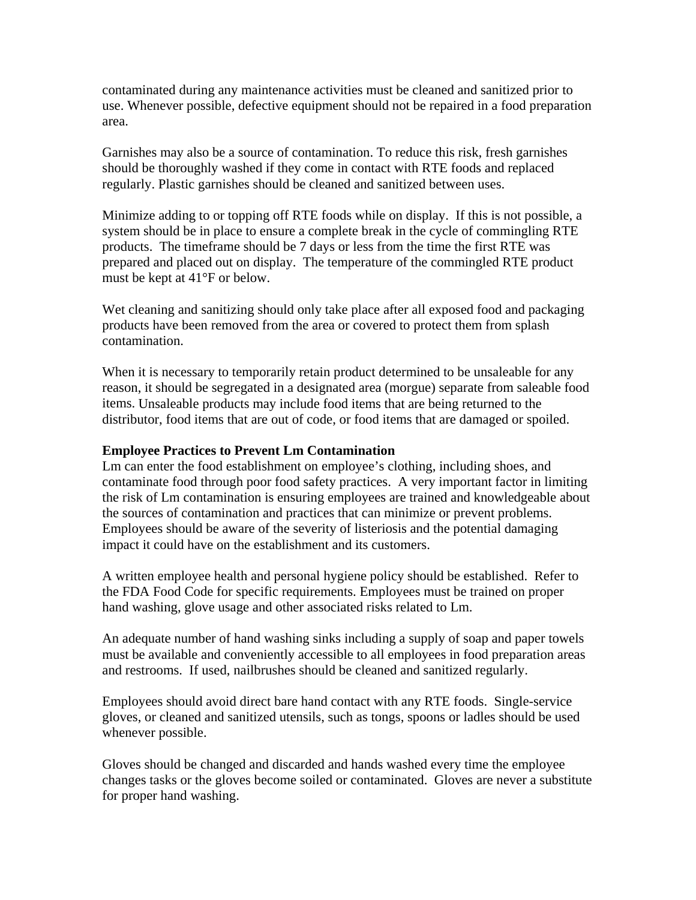contaminated during any maintenance activities must be cleaned and sanitized prior to use. Whenever possible, defective equipment should not be repaired in a food preparation area.

Garnishes may also be a source of contamination. To reduce this risk, fresh garnishes should be thoroughly washed if they come in contact with RTE foods and replaced regularly. Plastic garnishes should be cleaned and sanitized between uses.

Minimize adding to or topping off RTE foods while on display. If this is not possible, a system should be in place to ensure a complete break in the cycle of commingling RTE products. The timeframe should be 7 days or less from the time the first RTE was prepared and placed out on display. The temperature of the commingled RTE product must be kept at 41°F or below.

Wet cleaning and sanitizing should only take place after all exposed food and packaging products have been removed from the area or covered to protect them from splash contamination.

When it is necessary to temporarily retain product determined to be unsaleable for any reason, it should be segregated in a designated area (morgue) separate from saleable food items. Unsaleable products may include food items that are being returned to the distributor, food items that are out of code, or food items that are damaged or spoiled.

**Employee Practices to Prevent Lm Contamination**

Lm can enter the food establishment on employee's clothing, including shoes, and contaminate food through poor food safety practices. A very important factor in limiting the risk of Lm contamination is ensuring employees are trained and knowledgeable about the sources of contamination and practices that can minimize or prevent problems. Employees should be aware of the severity of listeriosis and the potential damaging impact it could have on the establishment and its customers.

A written employee health and personal hygiene policy should be established. Refer to the FDA Food Code for specific requirements. Employees must be trained on proper hand washing, glove usage and other associated risks related to Lm.

An adequate number of hand washing sinks including a supply of soap and paper towels must be available and conveniently accessible to all employees in food preparation areas and restrooms. If used, nailbrushes should be cleaned and sanitized regularly.

Employees should avoid direct bare hand contact with any RTE foods. Single-service gloves, or cleaned and sanitized utensils, such as tongs, spoons or ladles should be used whenever possible.

Gloves should be changed and discarded and hands washed every time the employee changes tasks or the gloves become soiled or contaminated. Gloves are never a substitute for proper hand washing.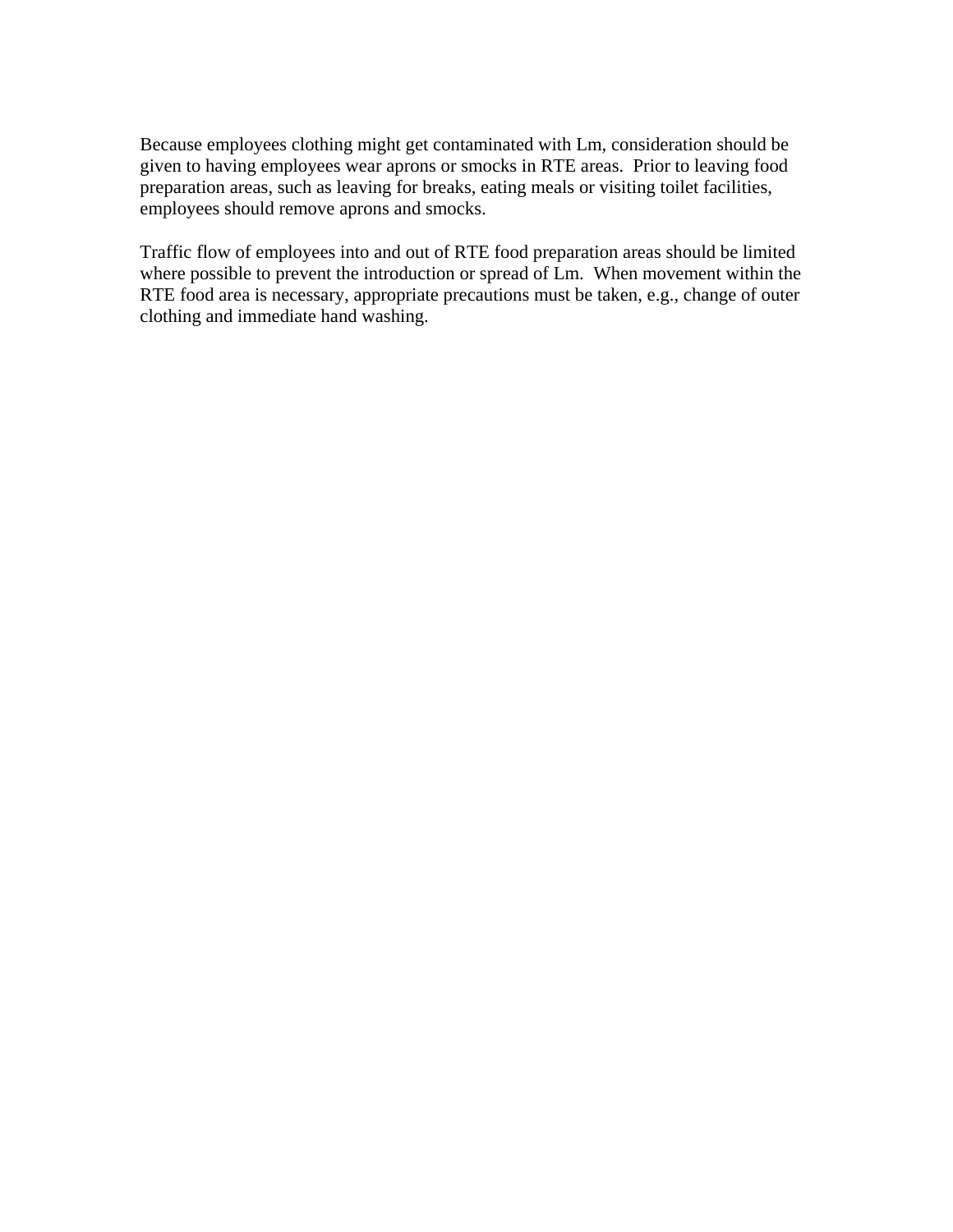Because employees clothing might get contaminated with Lm, consideration should be given to having employees wear aprons or smocks in RTE areas. Prior to leaving food preparation areas, such as leaving for breaks, eating meals or visiting toilet facilities, employees should remove aprons and smocks.

Traffic flow of employees into and out of RTE food preparation areas should be limited where possible to prevent the introduction or spread of Lm. When movement within the RTE food area is necessary, appropriate precautions must be taken, e.g., change of outer clothing and immediate hand washing.